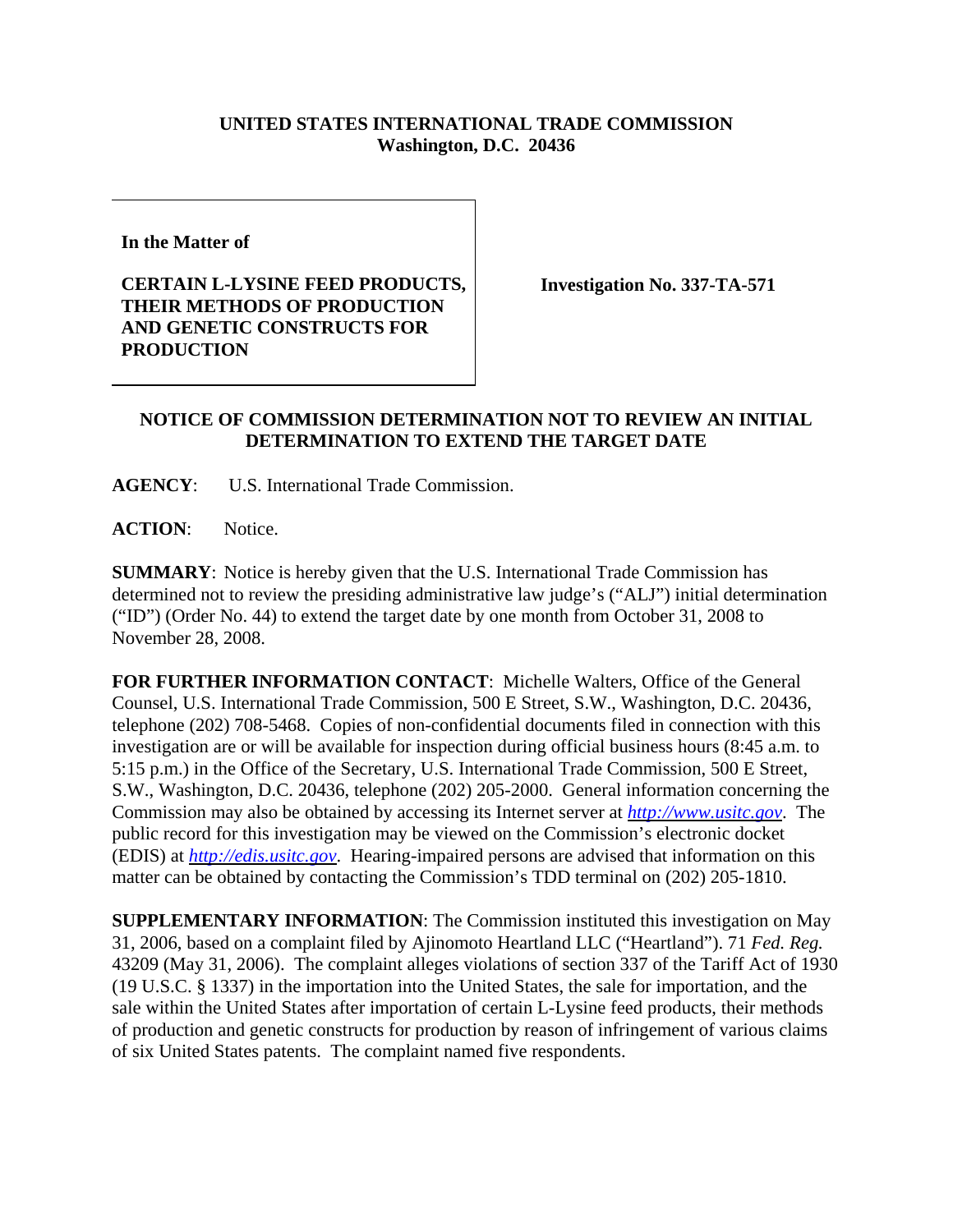**UNITED STATES INTERNATIONAL TRADE COMMISSION**
**Washington, D.C. 20436**

**In the Matter of**

**CERTAIN L-LYSINE FEED PRODUCTS, THEIR METHODS OF PRODUCTION AND GENETIC CONSTRUCTS FOR PRODUCTION**

**Investigation No. 337-TA-571**

**NOTICE OF COMMISSION DETERMINATION NOT TO REVIEW AN INITIAL DETERMINATION TO EXTEND THE TARGET DATE**

**AGENCY**: U.S. International Trade Commission.

**ACTION**: Notice.

**SUMMARY**: Notice is hereby given that the U.S. International Trade Commission has determined not to review the presiding administrative law judge's ("ALJ") initial determination ("ID") (Order No. 44) to extend the target date by one month from October 31, 2008 to November 28, 2008.

**FOR FURTHER INFORMATION CONTACT**: Michelle Walters, Office of the General Counsel, U.S. International Trade Commission, 500 E Street, S.W., Washington, D.C. 20436, telephone (202) 708-5468. Copies of non-confidential documents filed in connection with this investigation are or will be available for inspection during official business hours (8:45 a.m. to 5:15 p.m.) in the Office of the Secretary, U.S. International Trade Commission, 500 E Street, S.W., Washington, D.C. 20436, telephone (202) 205-2000. General information concerning the Commission may also be obtained by accessing its Internet server at *http://www.usitc.gov*. The public record for this investigation may be viewed on the Commission's electronic docket (EDIS) at *http://edis.usitc.gov*. Hearing-impaired persons are advised that information on this matter can be obtained by contacting the Commission's TDD terminal on (202) 205-1810.

**SUPPLEMENTARY INFORMATION**: The Commission instituted this investigation on May 31, 2006, based on a complaint filed by Ajinomoto Heartland LLC ("Heartland"). 71 *Fed. Reg.* 43209 (May 31, 2006). The complaint alleges violations of section 337 of the Tariff Act of 1930 (19 U.S.C. § 1337) in the importation into the United States, the sale for importation, and the sale within the United States after importation of certain L-Lysine feed products, their methods of production and genetic constructs for production by reason of infringement of various claims of six United States patents. The complaint named five respondents.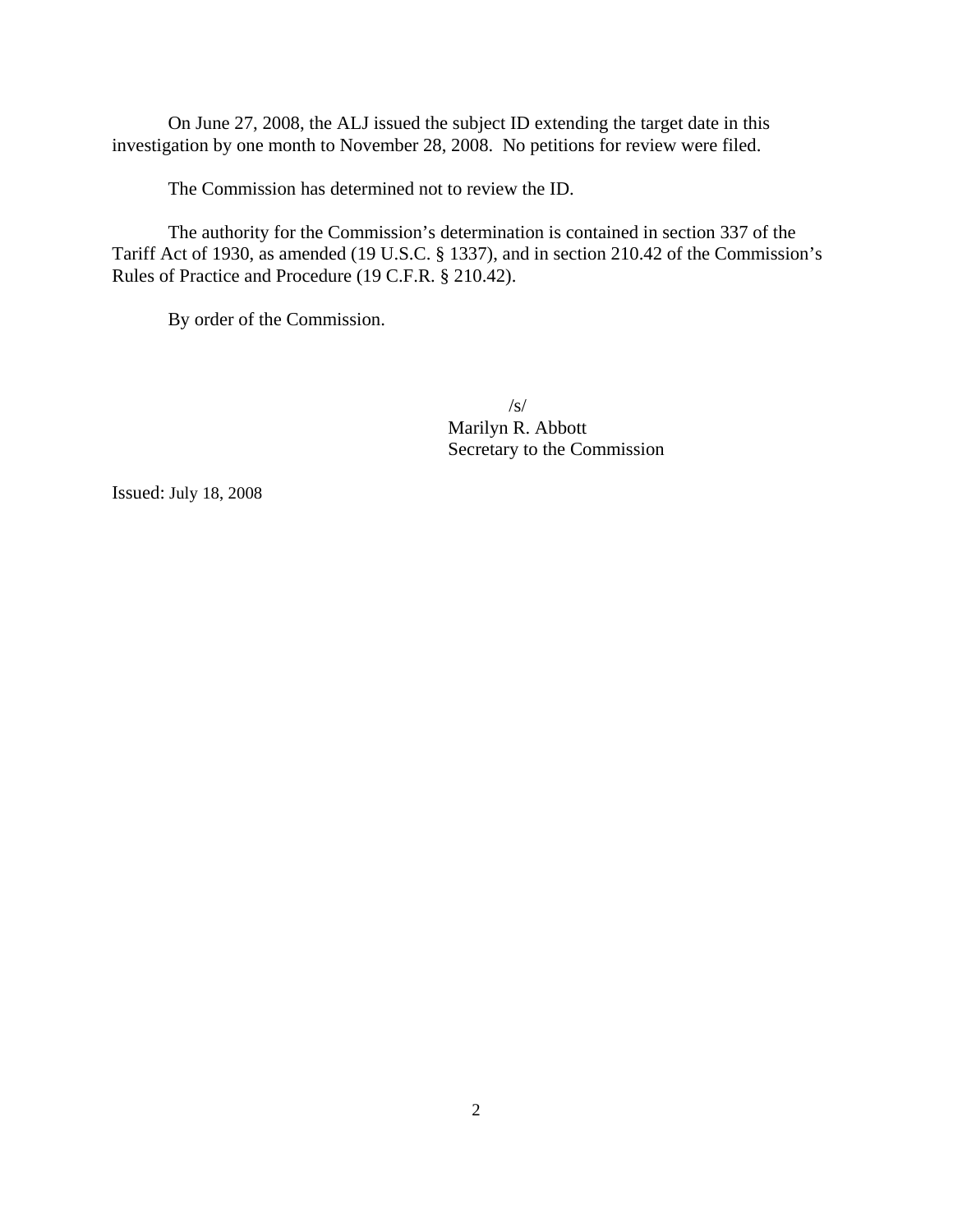On June 27, 2008, the ALJ issued the subject ID extending the target date in this investigation by one month to November 28, 2008. No petitions for review were filed.

The Commission has determined not to review the ID.

The authority for the Commission's determination is contained in section 337 of the Tariff Act of 1930, as amended (19 U.S.C. § 1337), and in section 210.42 of the Commission's Rules of Practice and Procedure (19 C.F.R. § 210.42).

By order of the Commission.

/s/
Marilyn R. Abbott
Secretary to the Commission

Issued: July 18, 2008